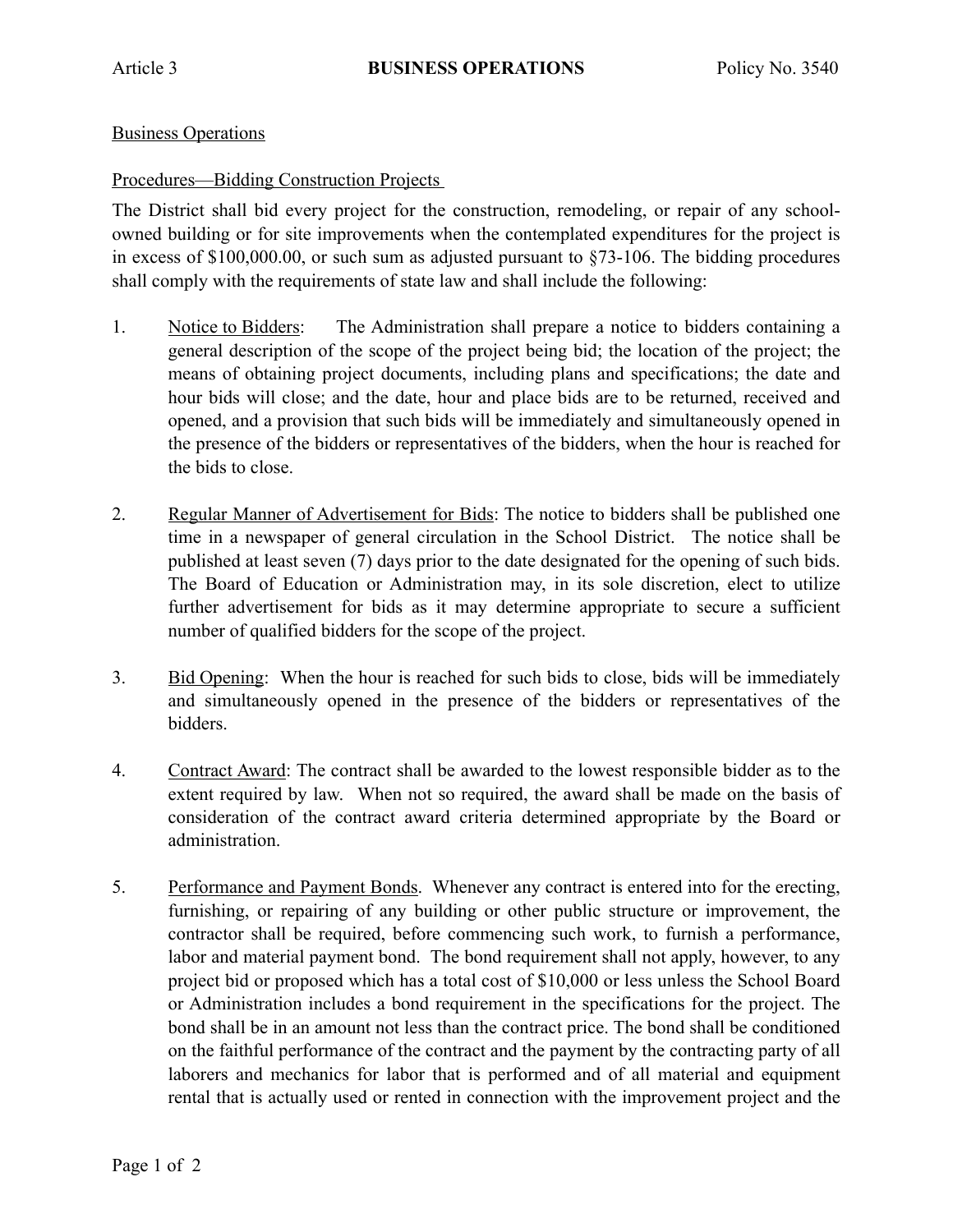Article 3 **BUSINESS OPERATIONS** Policy No. 3540

Business Operations

Procedures—Bidding Construction Projects

The District shall bid every project for the construction, remodeling, or repair of any school-owned building or for site improvements when the contemplated expenditures for the project is in excess of $100,000.00, or such sum as adjusted pursuant to §73-106. The bidding procedures shall comply with the requirements of state law and shall include the following:

1. Notice to Bidders: The Administration shall prepare a notice to bidders containing a general description of the scope of the project being bid; the location of the project; the means of obtaining project documents, including plans and specifications; the date and hour bids will close; and the date, hour and place bids are to be returned, received and opened, and a provision that such bids will be immediately and simultaneously opened in the presence of the bidders or representatives of the bidders, when the hour is reached for the bids to close.

2. Regular Manner of Advertisement for Bids: The notice to bidders shall be published one time in a newspaper of general circulation in the School District. The notice shall be published at least seven (7) days prior to the date designated for the opening of such bids. The Board of Education or Administration may, in its sole discretion, elect to utilize further advertisement for bids as it may determine appropriate to secure a sufficient number of qualified bidders for the scope of the project.

3. Bid Opening: When the hour is reached for such bids to close, bids will be immediately and simultaneously opened in the presence of the bidders or representatives of the bidders.

4. Contract Award: The contract shall be awarded to the lowest responsible bidder as to the extent required by law. When not so required, the award shall be made on the basis of consideration of the contract award criteria determined appropriate by the Board or administration.

5. Performance and Payment Bonds. Whenever any contract is entered into for the erecting, furnishing, or repairing of any building or other public structure or improvement, the contractor shall be required, before commencing such work, to furnish a performance, labor and material payment bond. The bond requirement shall not apply, however, to any project bid or proposed which has a total cost of $10,000 or less unless the School Board or Administration includes a bond requirement in the specifications for the project. The bond shall be in an amount not less than the contract price. The bond shall be conditioned on the faithful performance of the contract and the payment by the contracting party of all laborers and mechanics for labor that is performed and of all material and equipment rental that is actually used or rented in connection with the improvement project and the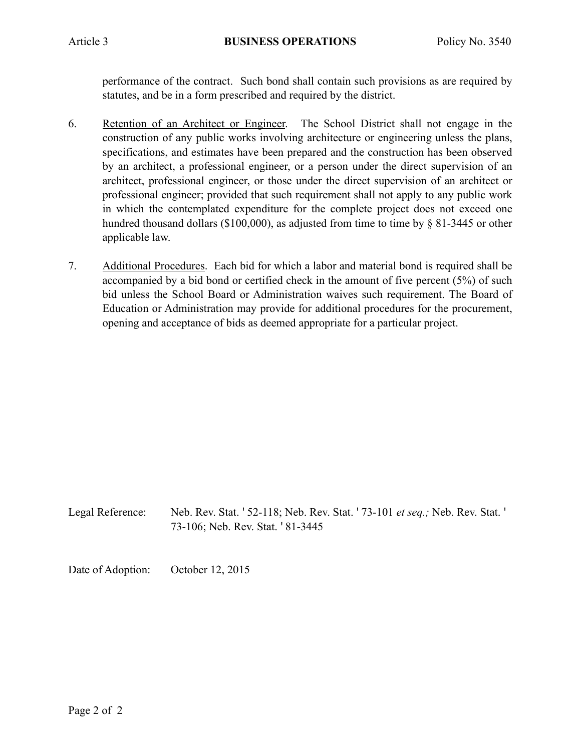performance of the contract. Such bond shall contain such provisions as are required by statutes, and be in a form prescribed and required by the district.

6. Retention of an Architect or Engineer. The School District shall not engage in the construction of any public works involving architecture or engineering unless the plans, specifications, and estimates have been prepared and the construction has been observed by an architect, a professional engineer, or a person under the direct supervision of an architect, professional engineer, or those under the direct supervision of an architect or professional engineer; provided that such requirement shall not apply to any public work in which the contemplated expenditure for the complete project does not exceed one hundred thousand dollars ($100,000), as adjusted from time to time by § 81-3445 or other applicable law.

7. Additional Procedures. Each bid for which a labor and material bond is required shall be accompanied by a bid bond or certified check in the amount of five percent (5%) of such bid unless the School Board or Administration waives such requirement. The Board of Education or Administration may provide for additional procedures for the procurement, opening and acceptance of bids as deemed appropriate for a particular project.

Legal Reference: Neb. Rev. Stat. ' 52-118; Neb. Rev. Stat. ' 73-101 *et seq.;* Neb. Rev. Stat. ' 73-106; Neb. Rev. Stat. ' 81-3445

Date of Adoption: October 12, 2015